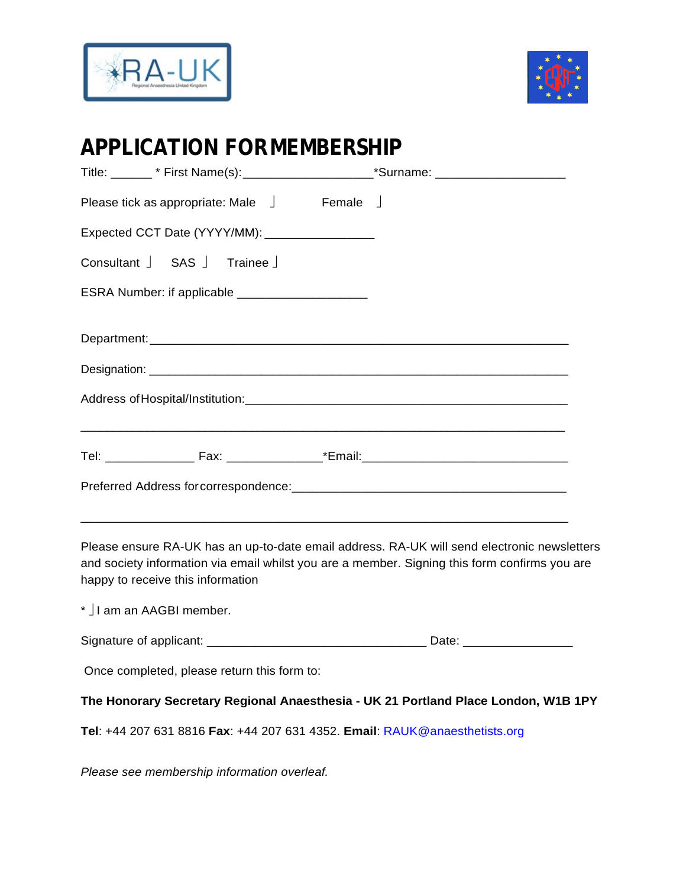# APPLICATION FOR MEMBERSHIP

Title: ______ * First Name(s):__________________*Surname: __________________

Please tick as appropriate: Male ⌋ Female ⌋

Expected CCT Date (YYYY/MM): _______________

Consultant ⌋ SAS ⌋ Trainee ⌋

ESRA Number: if applicable __________________

Department:___________________________________________________________

Designation: ___________________________________________________________

Address of Hospital/Institution:_____________________________________________

_____________________________________________________________________

Tel: _____________ Fax: _____________*Email:______________________________

Preferred Address for correspondence:________________________________________

_____________________________________________________________________

Please ensure RA-UK has an up-to-date email address. RA-UK will send electronic newsletters and society information via email whilst you are a member. Signing this form confirms you are happy to receive this information

* ⌋ I am an AAGBI member.

Signature of applicant: _______________________________ Date: _______________

Once completed, please return this form to:

**The Honorary Secretary Regional Anaesthesia - UK 21 Portland Place London, W1B 1PY**

**Tel**: +44 207 631 8816 **Fax**: +44 207 631 4352. **Email**: RAUK@anaesthetists.org

*Please see membership information overleaf.*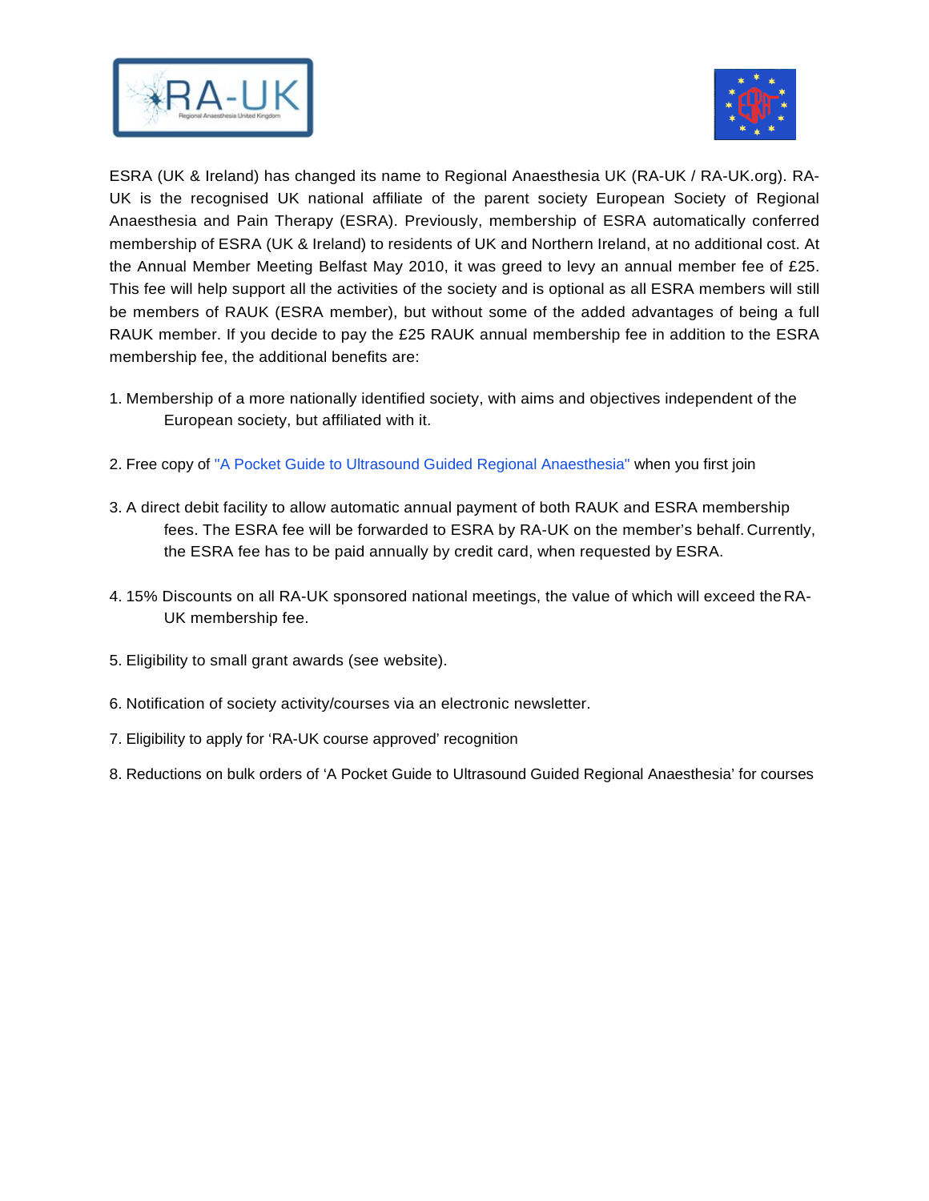ESRA (UK & Ireland) has changed its name to Regional Anaesthesia UK (RA-UK / RA-UK.org). RA-UK is the recognised UK national affiliate of the parent society European Society of Regional Anaesthesia and Pain Therapy (ESRA). Previously, membership of ESRA automatically conferred membership of ESRA (UK & Ireland) to residents of UK and Northern Ireland, at no additional cost. At the Annual Member Meeting Belfast May 2010, it was greed to levy an annual member fee of £25. This fee will help support all the activities of the society and is optional as all ESRA members will still be members of RAUK (ESRA member), but without some of the added advantages of being a full RAUK member. If you decide to pay the £25 RAUK annual membership fee in addition to the ESRA membership fee, the additional benefits are:

1. Membership of a more nationally identified society, with aims and objectives independent of the European society, but affiliated with it.

2. Free copy of "A Pocket Guide to Ultrasound Guided Regional Anaesthesia" when you first join

3. A direct debit facility to allow automatic annual payment of both RAUK and ESRA membership fees. The ESRA fee will be forwarded to ESRA by RA-UK on the member's behalf. Currently, the ESRA fee has to be paid annually by credit card, when requested by ESRA.

4. 15% Discounts on all RA-UK sponsored national meetings, the value of which will exceed the RA-UK membership fee.

5. Eligibility to small grant awards (see website).

6. Notification of society activity/courses via an electronic newsletter.

7. Eligibility to apply for 'RA-UK course approved' recognition

8. Reductions on bulk orders of 'A Pocket Guide to Ultrasound Guided Regional Anaesthesia' for courses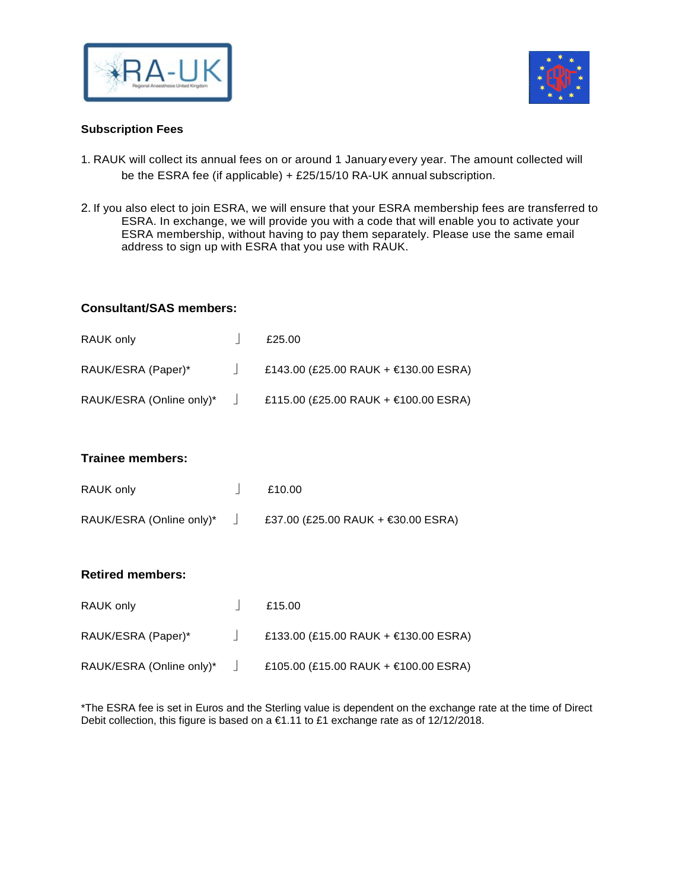**Subscription Fees**

1. RAUK will collect its annual fees on or around 1 January every year. The amount collected will be the ESRA fee (if applicable) + £25/15/10 RA-UK annual subscription.

2. If you also elect to join ESRA, we will ensure that your ESRA membership fees are transferred to ESRA. In exchange, we will provide you with a code that will enable you to activate your ESRA membership, without having to pay them separately. Please use the same email address to sign up with ESRA that you use with RAUK.

**Consultant/SAS members:**

| | | |
|---|---|---|
| RAUK only | ⌡ | £25.00 |
| RAUK/ESRA (Paper)* | ⌡ | £143.00 (£25.00 RAUK + €130.00 ESRA) |
| RAUK/ESRA (Online only)* | ⌡ | £115.00 (£25.00 RAUK + €100.00 ESRA) |

**Trainee members:**

| | | |
|---|---|---|
| RAUK only | ⌡ | £10.00 |
| RAUK/ESRA (Online only)* | ⌡ | £37.00 (£25.00 RAUK + €30.00 ESRA) |

**Retired members:**

| | | |
|---|---|---|
| RAUK only | ⌡ | £15.00 |
| RAUK/ESRA (Paper)* | ⌡ | £133.00 (£15.00 RAUK + €130.00 ESRA) |
| RAUK/ESRA (Online only)* | ⌡ | £105.00 (£15.00 RAUK + €100.00 ESRA) |

*The ESRA fee is set in Euros and the Sterling value is dependent on the exchange rate at the time of Direct Debit collection, this figure is based on a €1.11 to £1 exchange rate as of 12/12/2018.